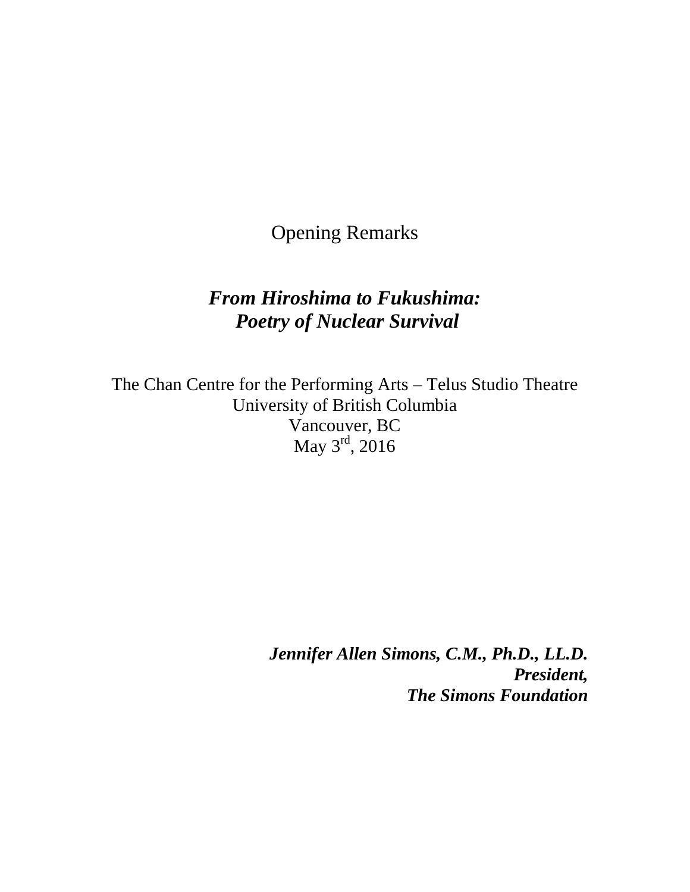# Opening Remarks

## *From Hiroshima to Fukushima: Poetry of Nuclear Survival*

The Chan Centre for the Performing Arts – Telus Studio Theatre
University of British Columbia
Vancouver, BC
May 3rd, 2016

***Jennifer Allen Simons, C.M., Ph.D., LL.D.***
***President,***
***The Simons Foundation***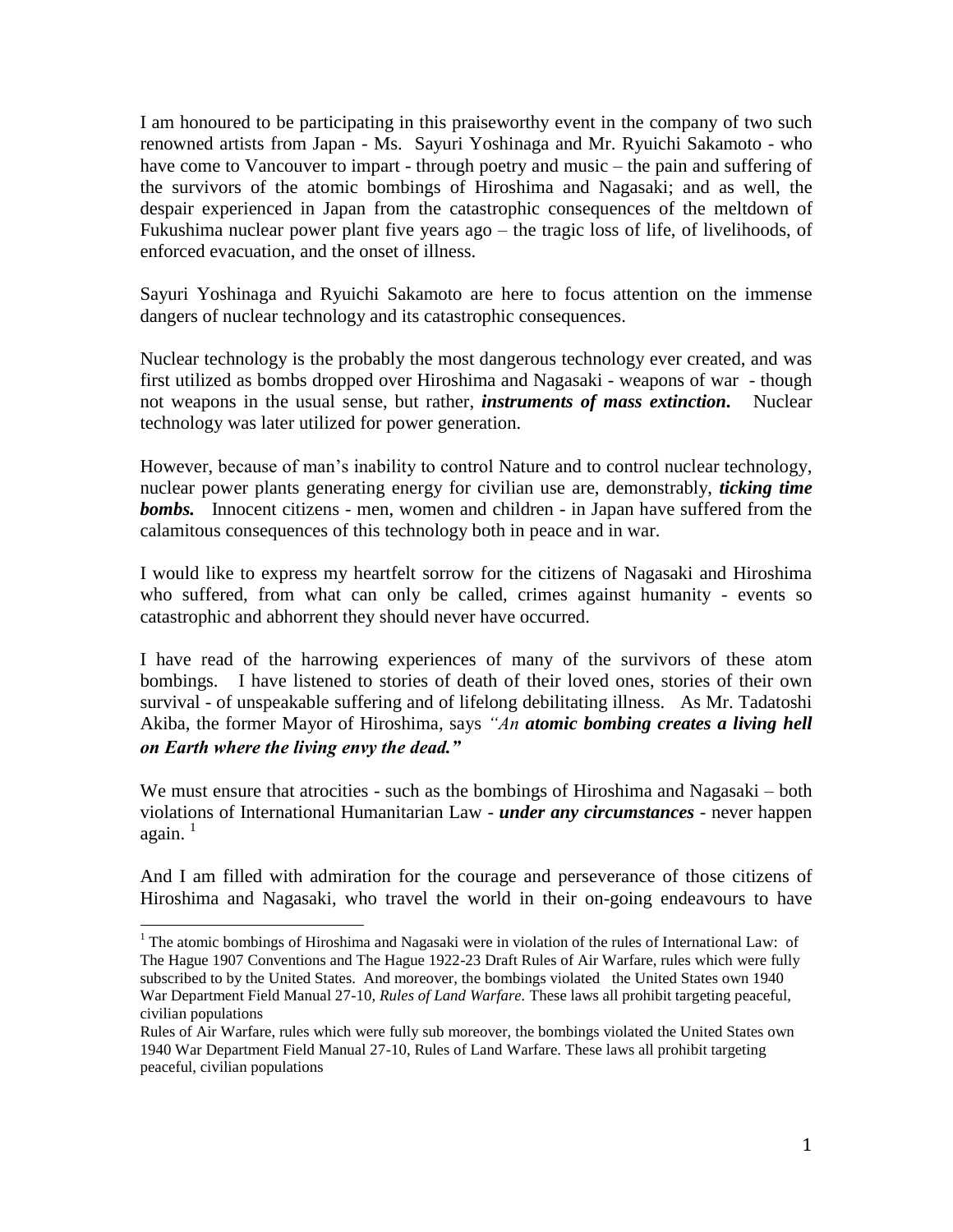I am honoured to be participating in this praiseworthy event in the company of two such renowned artists from Japan - Ms. Sayuri Yoshinaga and Mr. Ryuichi Sakamoto - who have come to Vancouver to impart - through poetry and music – the pain and suffering of the survivors of the atomic bombings of Hiroshima and Nagasaki; and as well, the despair experienced in Japan from the catastrophic consequences of the meltdown of Fukushima nuclear power plant five years ago – the tragic loss of life, of livelihoods, of enforced evacuation, and the onset of illness.

Sayuri Yoshinaga and Ryuichi Sakamoto are here to focus attention on the immense dangers of nuclear technology and its catastrophic consequences.

Nuclear technology is the probably the most dangerous technology ever created, and was first utilized as bombs dropped over Hiroshima and Nagasaki - weapons of war - though not weapons in the usual sense, but rather, ***instruments of mass extinction.*** Nuclear technology was later utilized for power generation.

However, because of man's inability to control Nature and to control nuclear technology, nuclear power plants generating energy for civilian use are, demonstrably, ***ticking time bombs.*** Innocent citizens - men, women and children - in Japan have suffered from the calamitous consequences of this technology both in peace and in war.

I would like to express my heartfelt sorrow for the citizens of Nagasaki and Hiroshima who suffered, from what can only be called, crimes against humanity - events so catastrophic and abhorrent they should never have occurred.

I have read of the harrowing experiences of many of the survivors of these atom bombings. I have listened to stories of death of their loved ones, stories of their own survival - of unspeakable suffering and of lifelong debilitating illness. As Mr. Tadatoshi Akiba, the former Mayor of Hiroshima, says *"An **atomic bombing creates a living hell on Earth where the living envy the dead."***

We must ensure that atrocities - such as the bombings of Hiroshima and Nagasaki – both violations of International Humanitarian Law - ***under any circumstances*** - never happen again. [1]

And I am filled with admiration for the courage and perseverance of those citizens of Hiroshima and Nagasaki, who travel the world in their on-going endeavours to have

---

[1] The atomic bombings of Hiroshima and Nagasaki were in violation of the rules of International Law: of The Hague 1907 Conventions and The Hague 1922-23 Draft Rules of Air Warfare, rules which were fully subscribed to by the United States. And moreover, the bombings violated the United States own 1940 War Department Field Manual 27-10, *Rules of Land Warfare.* These laws all prohibit targeting peaceful, civilian populations

Rules of Air Warfare, rules which were fully sub moreover, the bombings violated the United States own 1940 War Department Field Manual 27-10, Rules of Land Warfare. These laws all prohibit targeting peaceful, civilian populations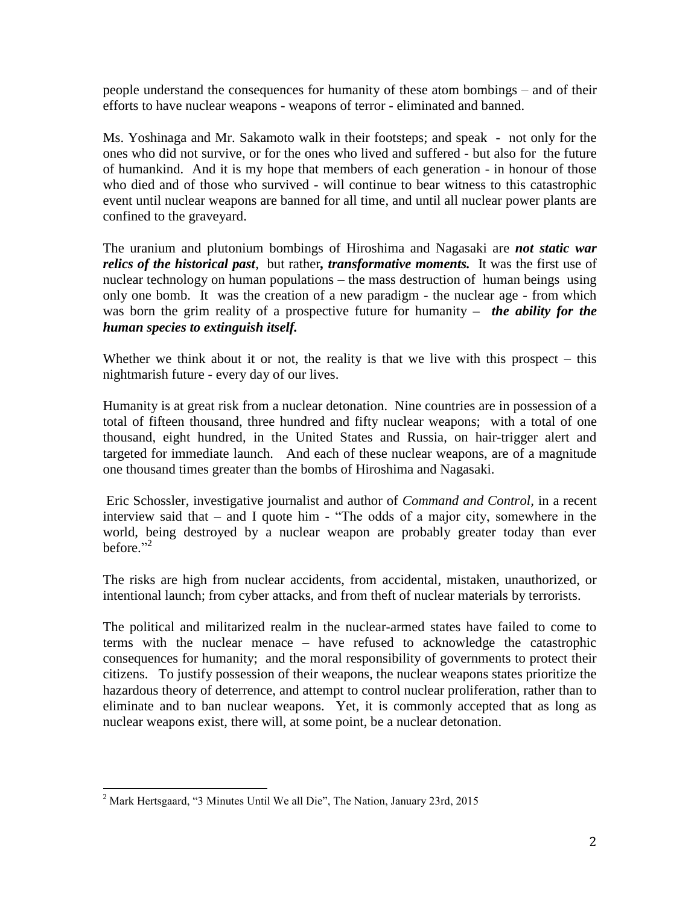people understand the consequences for humanity of these atom bombings – and of their efforts to have nuclear weapons - weapons of terror - eliminated and banned.

Ms. Yoshinaga and Mr. Sakamoto walk in their footsteps; and speak - not only for the ones who did not survive, or for the ones who lived and suffered - but also for the future of humankind. And it is my hope that members of each generation - in honour of those who died and of those who survived - will continue to bear witness to this catastrophic event until nuclear weapons are banned for all time, and until all nuclear power plants are confined to the graveyard.

The uranium and plutonium bombings of Hiroshima and Nagasaki are ***not static war relics of the historical past***, but rather***, transformative moments.*** It was the first use of nuclear technology on human populations – the mass destruction of human beings using only one bomb. It was the creation of a new paradigm - the nuclear age - from which was born the grim reality of a prospective future for humanity **–** ***the ability for the human species to extinguish itself.***

Whether we think about it or not, the reality is that we live with this prospect – this nightmarish future - every day of our lives.

Humanity is at great risk from a nuclear detonation. Nine countries are in possession of a total of fifteen thousand, three hundred and fifty nuclear weapons; with a total of one thousand, eight hundred, in the United States and Russia, on hair-trigger alert and targeted for immediate launch. And each of these nuclear weapons, are of a magnitude one thousand times greater than the bombs of Hiroshima and Nagasaki.

Eric Schossler, investigative journalist and author of *Command and Control,* in a recent interview said that – and I quote him - "The odds of a major city, somewhere in the world, being destroyed by a nuclear weapon are probably greater today than ever before."[2]

The risks are high from nuclear accidents, from accidental, mistaken, unauthorized, or intentional launch; from cyber attacks, and from theft of nuclear materials by terrorists.

The political and militarized realm in the nuclear-armed states have failed to come to terms with the nuclear menace – have refused to acknowledge the catastrophic consequences for humanity; and the moral responsibility of governments to protect their citizens. To justify possession of their weapons, the nuclear weapons states prioritize the hazardous theory of deterrence, and attempt to control nuclear proliferation, rather than to eliminate and to ban nuclear weapons. Yet, it is commonly accepted that as long as nuclear weapons exist, there will, at some point, be a nuclear detonation.

[2] Mark Hertsgaard, "3 Minutes Until We all Die", The Nation, January 23rd, 2015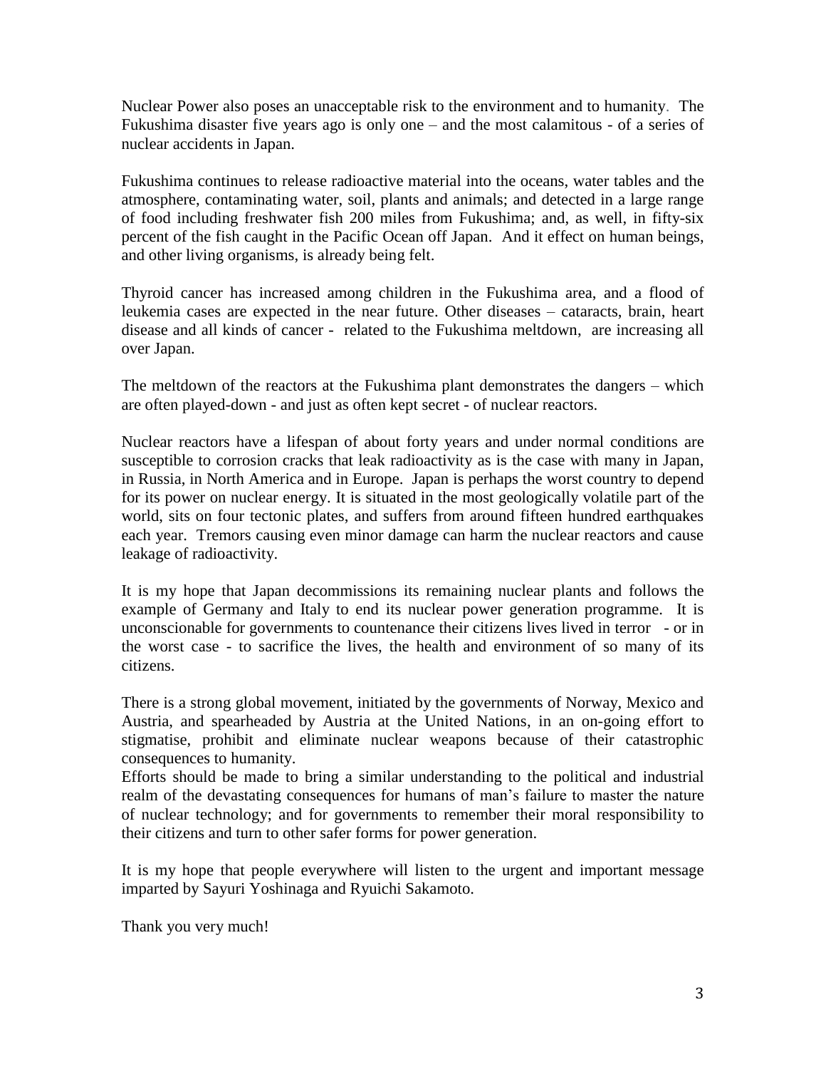Nuclear Power also poses an unacceptable risk to the environment and to humanity. The Fukushima disaster five years ago is only one – and the most calamitous - of a series of nuclear accidents in Japan.

Fukushima continues to release radioactive material into the oceans, water tables and the atmosphere, contaminating water, soil, plants and animals; and detected in a large range of food including freshwater fish 200 miles from Fukushima; and, as well, in fifty-six percent of the fish caught in the Pacific Ocean off Japan. And it effect on human beings, and other living organisms, is already being felt.

Thyroid cancer has increased among children in the Fukushima area, and a flood of leukemia cases are expected in the near future. Other diseases – cataracts, brain, heart disease and all kinds of cancer - related to the Fukushima meltdown, are increasing all over Japan.

The meltdown of the reactors at the Fukushima plant demonstrates the dangers – which are often played-down - and just as often kept secret - of nuclear reactors.

Nuclear reactors have a lifespan of about forty years and under normal conditions are susceptible to corrosion cracks that leak radioactivity as is the case with many in Japan, in Russia, in North America and in Europe. Japan is perhaps the worst country to depend for its power on nuclear energy. It is situated in the most geologically volatile part of the world, sits on four tectonic plates, and suffers from around fifteen hundred earthquakes each year. Tremors causing even minor damage can harm the nuclear reactors and cause leakage of radioactivity.

It is my hope that Japan decommissions its remaining nuclear plants and follows the example of Germany and Italy to end its nuclear power generation programme. It is unconscionable for governments to countenance their citizens lives lived in terror - or in the worst case - to sacrifice the lives, the health and environment of so many of its citizens.

There is a strong global movement, initiated by the governments of Norway, Mexico and Austria, and spearheaded by Austria at the United Nations, in an on-going effort to stigmatise, prohibit and eliminate nuclear weapons because of their catastrophic consequences to humanity.
Efforts should be made to bring a similar understanding to the political and industrial realm of the devastating consequences for humans of man's failure to master the nature of nuclear technology; and for governments to remember their moral responsibility to their citizens and turn to other safer forms for power generation.

It is my hope that people everywhere will listen to the urgent and important message imparted by Sayuri Yoshinaga and Ryuichi Sakamoto.

Thank you very much!